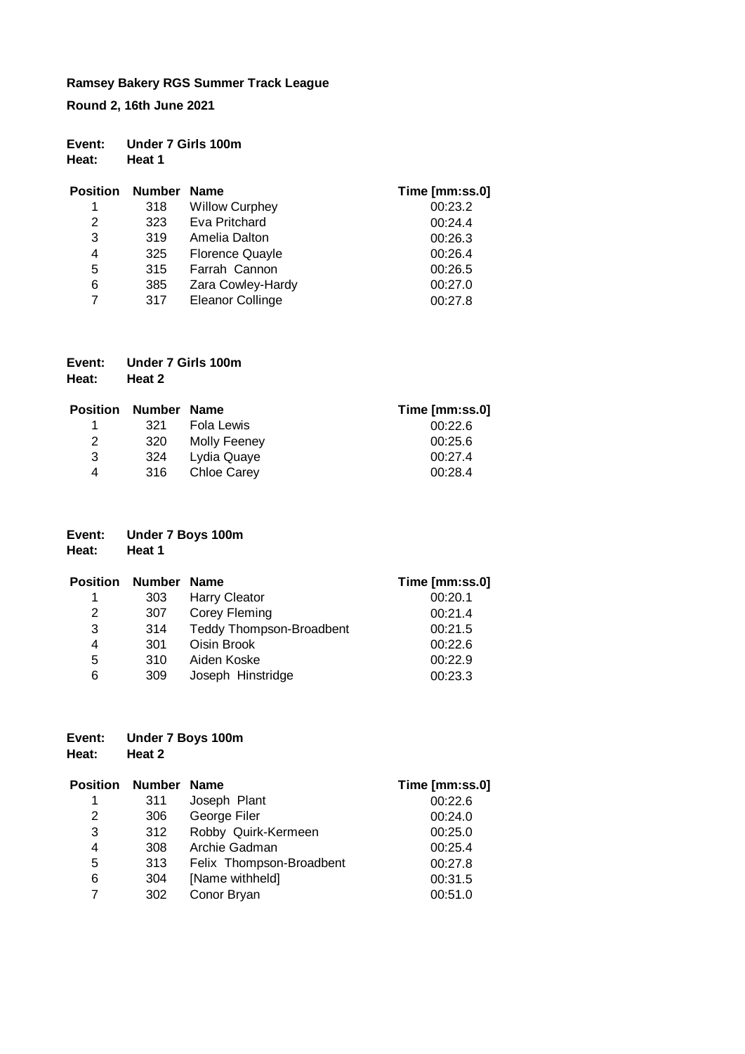**Ramsey Bakery RGS Summer Track League**

**Round 2, 16th June 2021**

**Event:** **Under 7 Girls 100m**
**Heat:** **Heat 1**

| Position | Number | Name | Time [mm:ss.0] |
|---|---|---|---|
| 1 | 318 | Willow Curphey | 00:23.2 |
| 2 | 323 | Eva Pritchard | 00:24.4 |
| 3 | 319 | Amelia Dalton | 00:26.3 |
| 4 | 325 | Florence Quayle | 00:26.4 |
| 5 | 315 | Farrah Cannon | 00:26.5 |
| 6 | 385 | Zara Cowley-Hardy | 00:27.0 |
| 7 | 317 | Eleanor Collinge | 00:27.8 |

**Event:** **Under 7 Girls 100m**
**Heat:** **Heat 2**

| Position | Number | Name | Time [mm:ss.0] |
|---|---|---|---|
| 1 | 321 | Fola Lewis | 00:22.6 |
| 2 | 320 | Molly Feeney | 00:25.6 |
| 3 | 324 | Lydia Quaye | 00:27.4 |
| 4 | 316 | Chloe Carey | 00:28.4 |

**Event:** **Under 7 Boys 100m**
**Heat:** **Heat 1**

| Position | Number | Name | Time [mm:ss.0] |
|---|---|---|---|
| 1 | 303 | Harry Cleator | 00:20.1 |
| 2 | 307 | Corey Fleming | 00:21.4 |
| 3 | 314 | Teddy Thompson-Broadbent | 00:21.5 |
| 4 | 301 | Oisin Brook | 00:22.6 |
| 5 | 310 | Aiden Koske | 00:22.9 |
| 6 | 309 | Joseph Hinstridge | 00:23.3 |

**Event:** **Under 7 Boys 100m**
**Heat:** **Heat 2**

| Position | Number | Name | Time [mm:ss.0] |
|---|---|---|---|
| 1 | 311 | Joseph Plant | 00:22.6 |
| 2 | 306 | George Filer | 00:24.0 |
| 3 | 312 | Robby Quirk-Kermeen | 00:25.0 |
| 4 | 308 | Archie Gadman | 00:25.4 |
| 5 | 313 | Felix Thompson-Broadbent | 00:27.8 |
| 6 | 304 | [Name withheld] | 00:31.5 |
| 7 | 302 | Conor Bryan | 00:51.0 |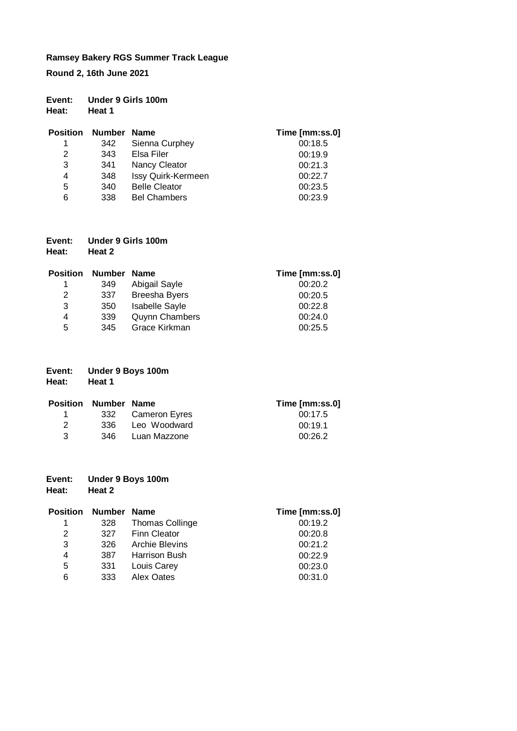**Ramsey Bakery RGS Summer Track League**

**Round 2, 16th June 2021**

**Event: Under 9 Girls 100m**
**Heat: Heat 1**

| Position | Number | Name | Time [mm:ss.0] |
|---|---|---|---|
| 1 | 342 | Sienna Curphey | 00:18.5 |
| 2 | 343 | Elsa Filer | 00:19.9 |
| 3 | 341 | Nancy Cleator | 00:21.3 |
| 4 | 348 | Issy Quirk-Kermeen | 00:22.7 |
| 5 | 340 | Belle Cleator | 00:23.5 |
| 6 | 338 | Bel Chambers | 00:23.9 |

**Event: Under 9 Girls 100m**
**Heat: Heat 2**

| Position | Number | Name | Time [mm:ss.0] |
|---|---|---|---|
| 1 | 349 | Abigail Sayle | 00:20.2 |
| 2 | 337 | Breesha Byers | 00:20.5 |
| 3 | 350 | Isabelle Sayle | 00:22.8 |
| 4 | 339 | Quynn Chambers | 00:24.0 |
| 5 | 345 | Grace Kirkman | 00:25.5 |

**Event: Under 9 Boys 100m**
**Heat: Heat 1**

| Position | Number | Name | Time [mm:ss.0] |
|---|---|---|---|
| 1 | 332 | Cameron Eyres | 00:17.5 |
| 2 | 336 | Leo Woodward | 00:19.1 |
| 3 | 346 | Luan Mazzone | 00:26.2 |

**Event: Under 9 Boys 100m**
**Heat: Heat 2**

| Position | Number | Name | Time [mm:ss.0] |
|---|---|---|---|
| 1 | 328 | Thomas Collinge | 00:19.2 |
| 2 | 327 | Finn Cleator | 00:20.8 |
| 3 | 326 | Archie Blevins | 00:21.2 |
| 4 | 387 | Harrison Bush | 00:22.9 |
| 5 | 331 | Louis Carey | 00:23.0 |
| 6 | 333 | Alex Oates | 00:31.0 |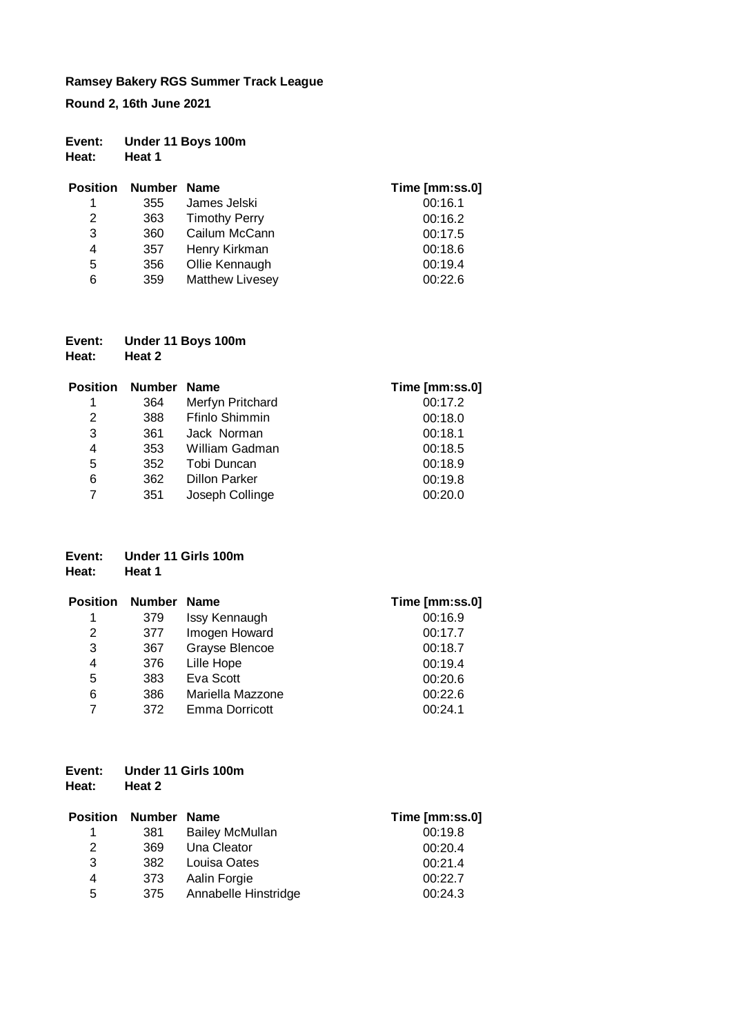**Ramsey Bakery RGS Summer Track League**

**Round 2, 16th June 2021**

**Event:** **Under 11 Boys 100m**
**Heat:** **Heat 1**

| Position | Number | Name | Time [mm:ss.0] |
|---|---|---|---|
| 1 | 355 | James Jelski | 00:16.1 |
| 2 | 363 | Timothy Perry | 00:16.2 |
| 3 | 360 | Cailum McCann | 00:17.5 |
| 4 | 357 | Henry Kirkman | 00:18.6 |
| 5 | 356 | Ollie Kennaugh | 00:19.4 |
| 6 | 359 | Matthew Livesey | 00:22.6 |

**Event:** **Under 11 Boys 100m**
**Heat:** **Heat 2**

| Position | Number | Name | Time [mm:ss.0] |
|---|---|---|---|
| 1 | 364 | Merfyn Pritchard | 00:17.2 |
| 2 | 388 | Ffinlo Shimmin | 00:18.0 |
| 3 | 361 | Jack Norman | 00:18.1 |
| 4 | 353 | William Gadman | 00:18.5 |
| 5 | 352 | Tobi Duncan | 00:18.9 |
| 6 | 362 | Dillon Parker | 00:19.8 |
| 7 | 351 | Joseph Collinge | 00:20.0 |

**Event:** **Under 11 Girls 100m**
**Heat:** **Heat 1**

| Position | Number | Name | Time [mm:ss.0] |
|---|---|---|---|
| 1 | 379 | Issy Kennaugh | 00:16.9 |
| 2 | 377 | Imogen Howard | 00:17.7 |
| 3 | 367 | Grayse Blencoe | 00:18.7 |
| 4 | 376 | Lille Hope | 00:19.4 |
| 5 | 383 | Eva Scott | 00:20.6 |
| 6 | 386 | Mariella Mazzone | 00:22.6 |
| 7 | 372 | Emma Dorricott | 00:24.1 |

**Event:** **Under 11 Girls 100m**
**Heat:** **Heat 2**

| Position | Number | Name | Time [mm:ss.0] |
|---|---|---|---|
| 1 | 381 | Bailey McMullan | 00:19.8 |
| 2 | 369 | Una Cleator | 00:20.4 |
| 3 | 382 | Louisa Oates | 00:21.4 |
| 4 | 373 | Aalin Forgie | 00:22.7 |
| 5 | 375 | Annabelle Hinstridge | 00:24.3 |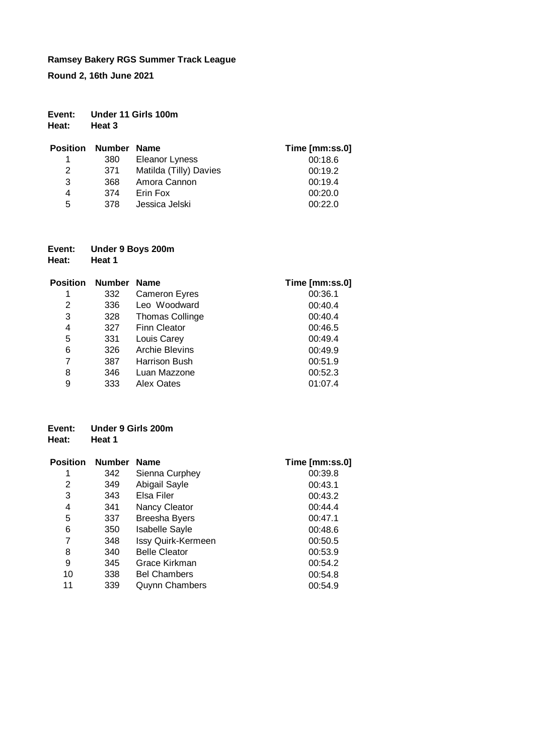**Ramsey Bakery RGS Summer Track League**

**Round 2, 16th June 2021**

**Event:** **Under 11 Girls 100m**
**Heat:** **Heat 3**

| Position | Number | Name | Time [mm:ss.0] |
|---|---|---|---|
| 1 | 380 | Eleanor Lyness | 00:18.6 |
| 2 | 371 | Matilda (Tilly) Davies | 00:19.2 |
| 3 | 368 | Amora Cannon | 00:19.4 |
| 4 | 374 | Erin Fox | 00:20.0 |
| 5 | 378 | Jessica Jelski | 00:22.0 |

**Event:** **Under 9 Boys 200m**
**Heat:** **Heat 1**

| Position | Number | Name | Time [mm:ss.0] |
|---|---|---|---|
| 1 | 332 | Cameron Eyres | 00:36.1 |
| 2 | 336 | Leo Woodward | 00:40.4 |
| 3 | 328 | Thomas Collinge | 00:40.4 |
| 4 | 327 | Finn Cleator | 00:46.5 |
| 5 | 331 | Louis Carey | 00:49.4 |
| 6 | 326 | Archie Blevins | 00:49.9 |
| 7 | 387 | Harrison Bush | 00:51.9 |
| 8 | 346 | Luan Mazzone | 00:52.3 |
| 9 | 333 | Alex Oates | 01:07.4 |

**Event:** **Under 9 Girls 200m**
**Heat:** **Heat 1**

| Position | Number | Name | Time [mm:ss.0] |
|---|---|---|---|
| 1 | 342 | Sienna Curphey | 00:39.8 |
| 2 | 349 | Abigail Sayle | 00:43.1 |
| 3 | 343 | Elsa Filer | 00:43.2 |
| 4 | 341 | Nancy Cleator | 00:44.4 |
| 5 | 337 | Breesha Byers | 00:47.1 |
| 6 | 350 | Isabelle Sayle | 00:48.6 |
| 7 | 348 | Issy Quirk-Kermeen | 00:50.5 |
| 8 | 340 | Belle Cleator | 00:53.9 |
| 9 | 345 | Grace Kirkman | 00:54.2 |
| 10 | 338 | Bel Chambers | 00:54.8 |
| 11 | 339 | Quynn Chambers | 00:54.9 |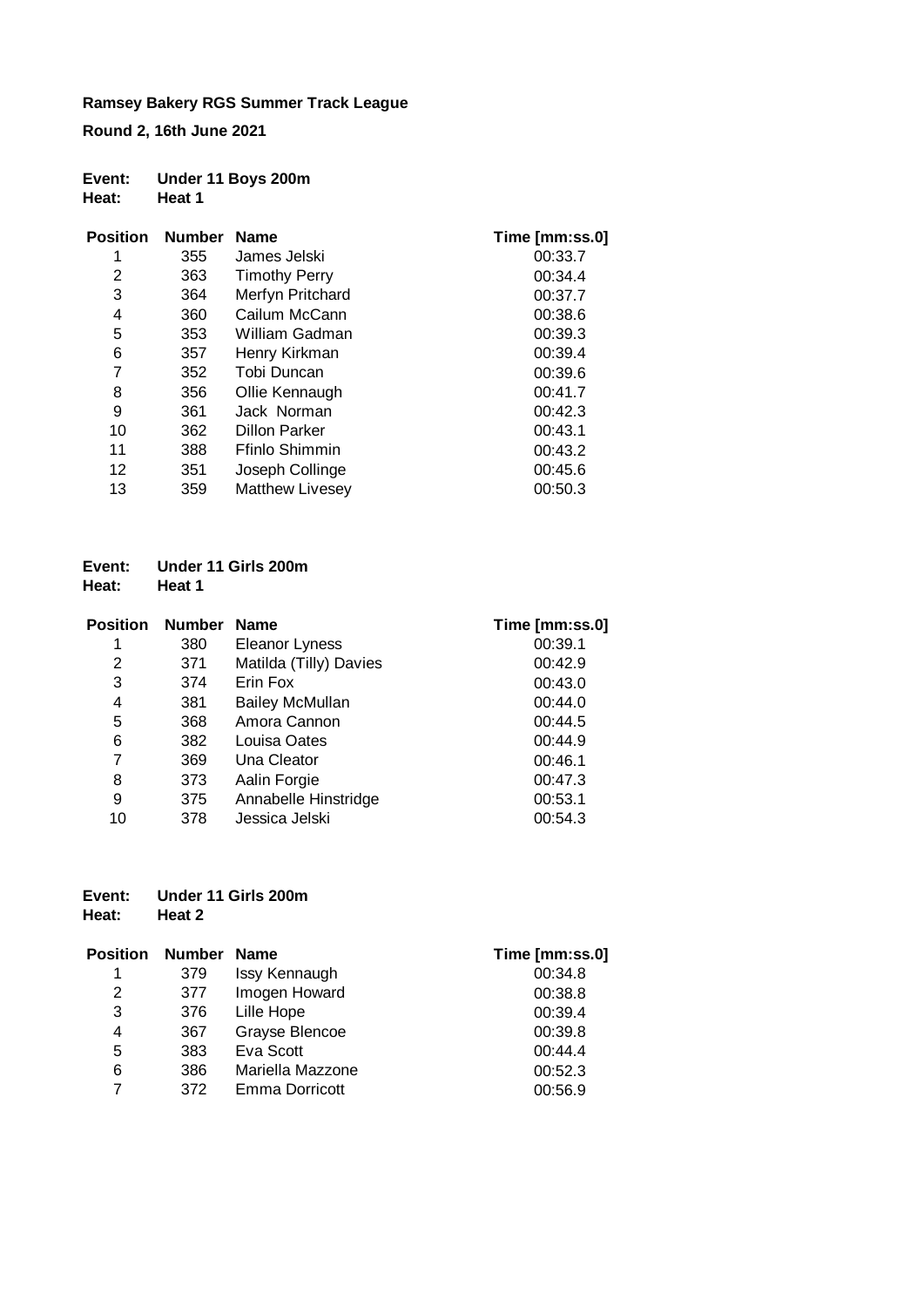**Ramsey Bakery RGS Summer Track League**

**Round 2, 16th June 2021**

**Event:** **Under 11 Boys 200m**
**Heat:** **Heat 1**

| Position | Number | Name | Time [mm:ss.0] |
|---|---|---|---|
| 1 | 355 | James Jelski | 00:33.7 |
| 2 | 363 | Timothy Perry | 00:34.4 |
| 3 | 364 | Merfyn Pritchard | 00:37.7 |
| 4 | 360 | Cailum McCann | 00:38.6 |
| 5 | 353 | William Gadman | 00:39.3 |
| 6 | 357 | Henry Kirkman | 00:39.4 |
| 7 | 352 | Tobi Duncan | 00:39.6 |
| 8 | 356 | Ollie Kennaugh | 00:41.7 |
| 9 | 361 | Jack Norman | 00:42.3 |
| 10 | 362 | Dillon Parker | 00:43.1 |
| 11 | 388 | Ffinlo Shimmin | 00:43.2 |
| 12 | 351 | Joseph Collinge | 00:45.6 |
| 13 | 359 | Matthew Livesey | 00:50.3 |

**Event:** **Under 11 Girls 200m**
**Heat:** **Heat 1**

| Position | Number | Name | Time [mm:ss.0] |
|---|---|---|---|
| 1 | 380 | Eleanor Lyness | 00:39.1 |
| 2 | 371 | Matilda (Tilly) Davies | 00:42.9 |
| 3 | 374 | Erin Fox | 00:43.0 |
| 4 | 381 | Bailey McMullan | 00:44.0 |
| 5 | 368 | Amora Cannon | 00:44.5 |
| 6 | 382 | Louisa Oates | 00:44.9 |
| 7 | 369 | Una Cleator | 00:46.1 |
| 8 | 373 | Aalin Forgie | 00:47.3 |
| 9 | 375 | Annabelle Hinstridge | 00:53.1 |
| 10 | 378 | Jessica Jelski | 00:54.3 |

**Event:** **Under 11 Girls 200m**
**Heat:** **Heat 2**

| Position | Number | Name | Time [mm:ss.0] |
|---|---|---|---|
| 1 | 379 | Issy Kennaugh | 00:34.8 |
| 2 | 377 | Imogen Howard | 00:38.8 |
| 3 | 376 | Lille Hope | 00:39.4 |
| 4 | 367 | Grayse Blencoe | 00:39.8 |
| 5 | 383 | Eva Scott | 00:44.4 |
| 6 | 386 | Mariella Mazzone | 00:52.3 |
| 7 | 372 | Emma Dorricott | 00:56.9 |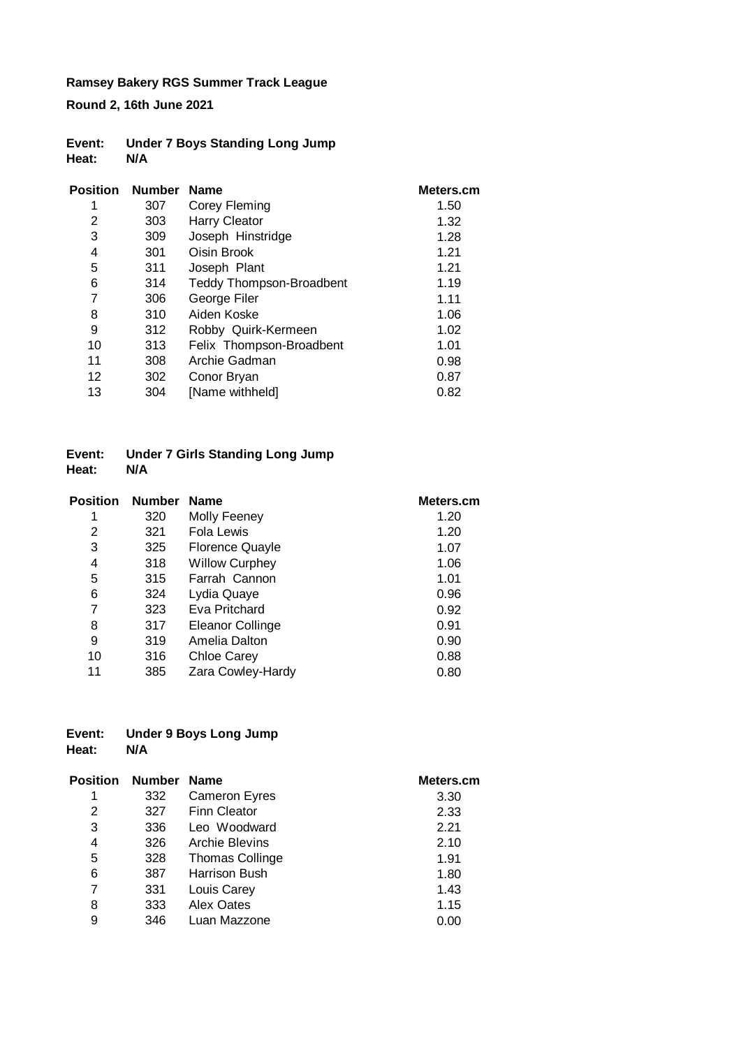**Ramsey Bakery RGS Summer Track League**

**Round 2, 16th June 2021**

**Event: Under 7 Boys Standing Long Jump**
**Heat: N/A**

| Position | Number | Name | Meters.cm |
|---|---|---|---|
| 1 | 307 | Corey Fleming | 1.50 |
| 2 | 303 | Harry Cleator | 1.32 |
| 3 | 309 | Joseph Hinstridge | 1.28 |
| 4 | 301 | Oisin Brook | 1.21 |
| 5 | 311 | Joseph Plant | 1.21 |
| 6 | 314 | Teddy Thompson-Broadbent | 1.19 |
| 7 | 306 | George Filer | 1.11 |
| 8 | 310 | Aiden Koske | 1.06 |
| 9 | 312 | Robby Quirk-Kermeen | 1.02 |
| 10 | 313 | Felix Thompson-Broadbent | 1.01 |
| 11 | 308 | Archie Gadman | 0.98 |
| 12 | 302 | Conor Bryan | 0.87 |
| 13 | 304 | [Name withheld] | 0.82 |

**Event: Under 7 Girls Standing Long Jump**
**Heat: N/A**

| Position | Number | Name | Meters.cm |
|---|---|---|---|
| 1 | 320 | Molly Feeney | 1.20 |
| 2 | 321 | Fola Lewis | 1.20 |
| 3 | 325 | Florence Quayle | 1.07 |
| 4 | 318 | Willow Curphey | 1.06 |
| 5 | 315 | Farrah Cannon | 1.01 |
| 6 | 324 | Lydia Quaye | 0.96 |
| 7 | 323 | Eva Pritchard | 0.92 |
| 8 | 317 | Eleanor Collinge | 0.91 |
| 9 | 319 | Amelia Dalton | 0.90 |
| 10 | 316 | Chloe Carey | 0.88 |
| 11 | 385 | Zara Cowley-Hardy | 0.80 |

**Event: Under 9 Boys Long Jump**
**Heat: N/A**

| Position | Number | Name | Meters.cm |
|---|---|---|---|
| 1 | 332 | Cameron Eyres | 3.30 |
| 2 | 327 | Finn Cleator | 2.33 |
| 3 | 336 | Leo Woodward | 2.21 |
| 4 | 326 | Archie Blevins | 2.10 |
| 5 | 328 | Thomas Collinge | 1.91 |
| 6 | 387 | Harrison Bush | 1.80 |
| 7 | 331 | Louis Carey | 1.43 |
| 8 | 333 | Alex Oates | 1.15 |
| 9 | 346 | Luan Mazzone | 0.00 |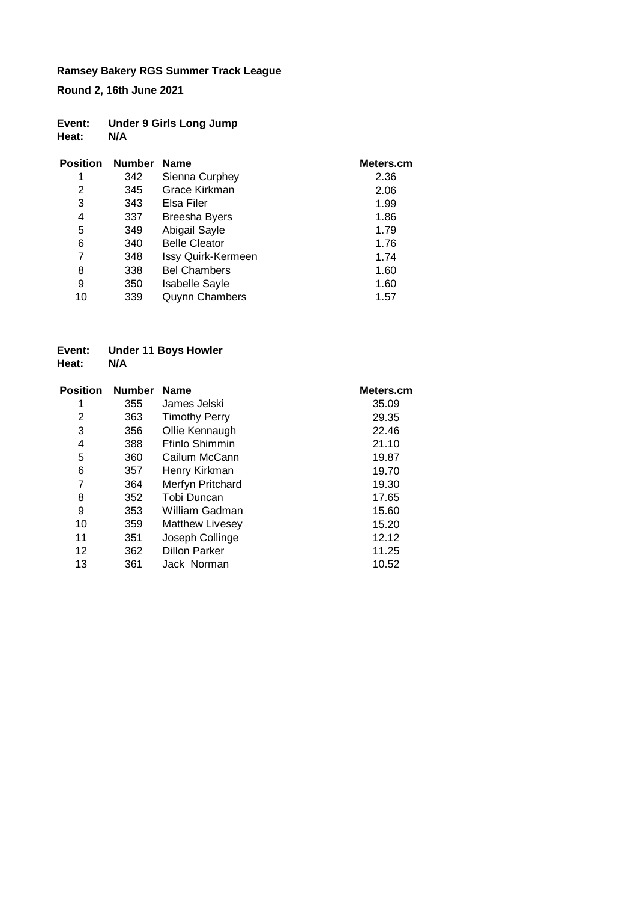**Ramsey Bakery RGS Summer Track League**

**Round 2, 16th June 2021**

**Event: Under 9 Girls Long Jump**
**Heat: N/A**

| Position | Number | Name | Meters.cm |
|---|---|---|---|
| 1 | 342 | Sienna Curphey | 2.36 |
| 2 | 345 | Grace Kirkman | 2.06 |
| 3 | 343 | Elsa Filer | 1.99 |
| 4 | 337 | Breesha Byers | 1.86 |
| 5 | 349 | Abigail Sayle | 1.79 |
| 6 | 340 | Belle Cleator | 1.76 |
| 7 | 348 | Issy Quirk-Kermeen | 1.74 |
| 8 | 338 | Bel Chambers | 1.60 |
| 9 | 350 | Isabelle Sayle | 1.60 |
| 10 | 339 | Quynn Chambers | 1.57 |

**Event: Under 11 Boys Howler**
**Heat: N/A**

| Position | Number | Name | Meters.cm |
|---|---|---|---|
| 1 | 355 | James Jelski | 35.09 |
| 2 | 363 | Timothy Perry | 29.35 |
| 3 | 356 | Ollie Kennaugh | 22.46 |
| 4 | 388 | Ffinlo Shimmin | 21.10 |
| 5 | 360 | Cailum McCann | 19.87 |
| 6 | 357 | Henry Kirkman | 19.70 |
| 7 | 364 | Merfyn Pritchard | 19.30 |
| 8 | 352 | Tobi Duncan | 17.65 |
| 9 | 353 | William Gadman | 15.60 |
| 10 | 359 | Matthew Livesey | 15.20 |
| 11 | 351 | Joseph Collinge | 12.12 |
| 12 | 362 | Dillon Parker | 11.25 |
| 13 | 361 | Jack Norman | 10.52 |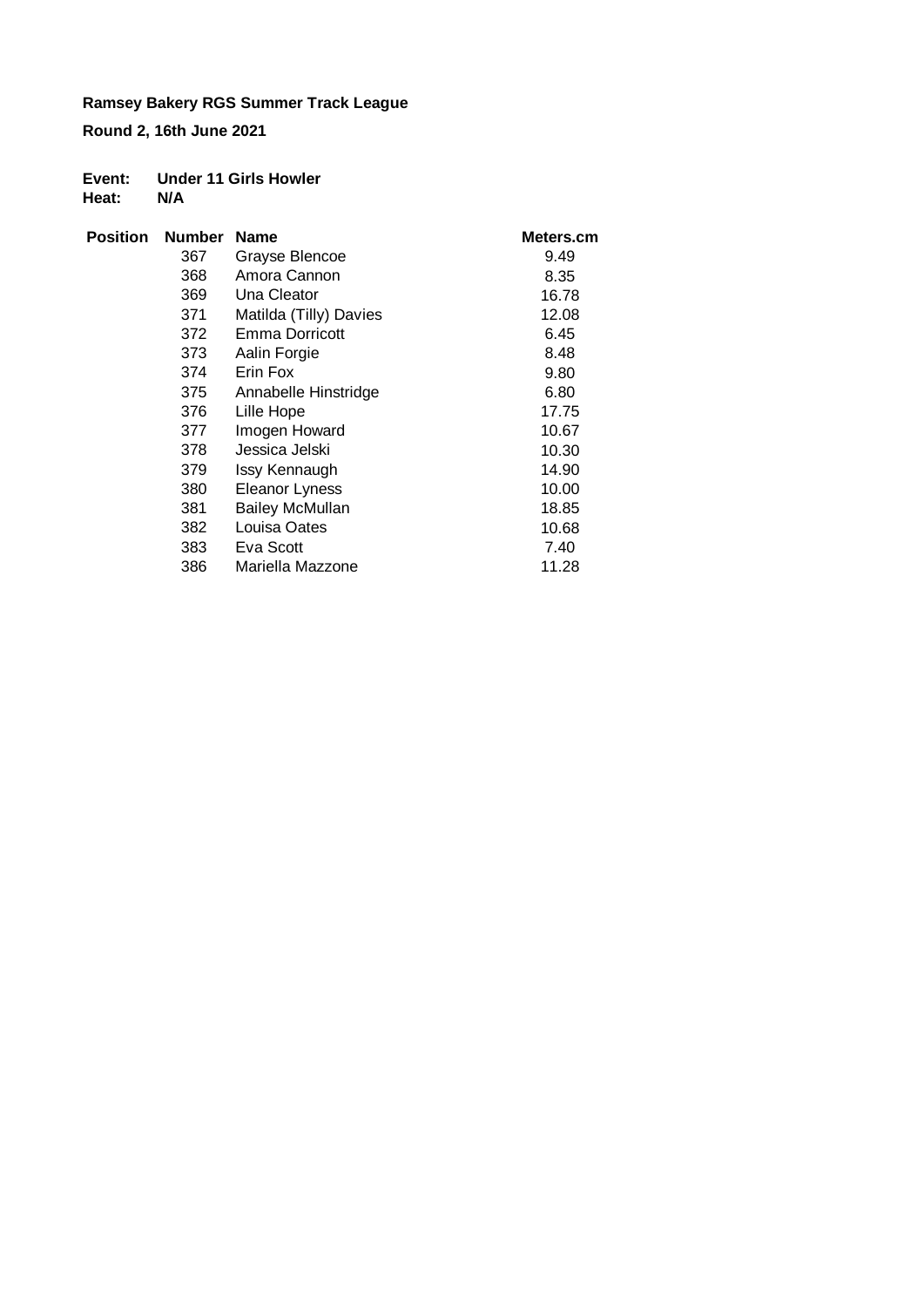**Ramsey Bakery RGS Summer Track League**

**Round 2, 16th June 2021**

**Event: Under 11 Girls Howler**
**Heat: N/A**

| Position | Number | Name | Meters.cm |
|---|---|---|---|
| | 367 | Grayse Blencoe | 9.49 |
| | 368 | Amora Cannon | 8.35 |
| | 369 | Una Cleator | 16.78 |
| | 371 | Matilda (Tilly) Davies | 12.08 |
| | 372 | Emma Dorricott | 6.45 |
| | 373 | Aalin Forgie | 8.48 |
| | 374 | Erin Fox | 9.80 |
| | 375 | Annabelle Hinstridge | 6.80 |
| | 376 | Lille Hope | 17.75 |
| | 377 | Imogen Howard | 10.67 |
| | 378 | Jessica Jelski | 10.30 |
| | 379 | Issy Kennaugh | 14.90 |
| | 380 | Eleanor Lyness | 10.00 |
| | 381 | Bailey McMullan | 18.85 |
| | 382 | Louisa Oates | 10.68 |
| | 383 | Eva Scott | 7.40 |
| | 386 | Mariella Mazzone | 11.28 |